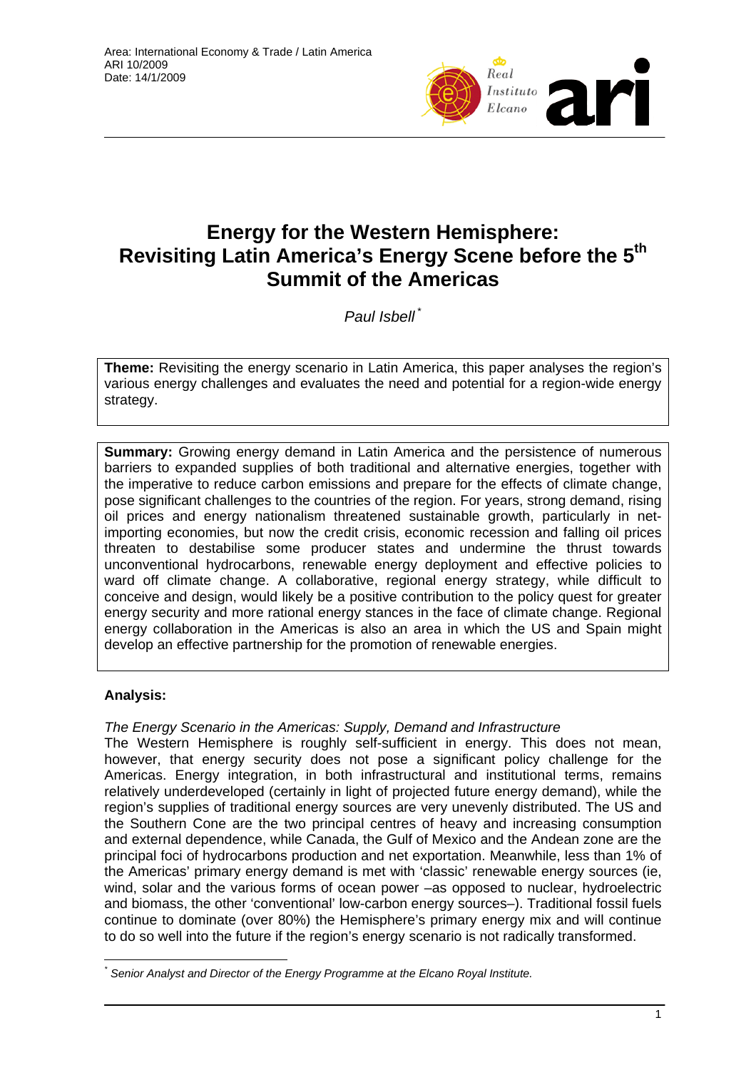Area: International Economy & Trade / Latin America
ARI 10/2009
Date: 14/1/2009

# Energy for the Western Hemisphere: Revisiting Latin America's Energy Scene before the 5th Summit of the Americas

*Paul Isbell* [*]

**Theme:** Revisiting the energy scenario in Latin America, this paper analyses the region's various energy challenges and evaluates the need and potential for a region-wide energy strategy.

**Summary:** Growing energy demand in Latin America and the persistence of numerous barriers to expanded supplies of both traditional and alternative energies, together with the imperative to reduce carbon emissions and prepare for the effects of climate change, pose significant challenges to the countries of the region. For years, strong demand, rising oil prices and energy nationalism threatened sustainable growth, particularly in net-importing economies, but now the credit crisis, economic recession and falling oil prices threaten to destabilise some producer states and undermine the thrust towards unconventional hydrocarbons, renewable energy deployment and effective policies to ward off climate change. A collaborative, regional energy strategy, while difficult to conceive and design, would likely be a positive contribution to the policy quest for greater energy security and more rational energy stances in the face of climate change. Regional energy collaboration in the Americas is also an area in which the US and Spain might develop an effective partnership for the promotion of renewable energies.

**Analysis:**

*The Energy Scenario in the Americas: Supply, Demand and Infrastructure*

The Western Hemisphere is roughly self-sufficient in energy. This does not mean, however, that energy security does not pose a significant policy challenge for the Americas. Energy integration, in both infrastructural and institutional terms, remains relatively underdeveloped (certainly in light of projected future energy demand), while the region's supplies of traditional energy sources are very unevenly distributed. The US and the Southern Cone are the two principal centres of heavy and increasing consumption and external dependence, while Canada, the Gulf of Mexico and the Andean zone are the principal foci of hydrocarbons production and net exportation. Meanwhile, less than 1% of the Americas' primary energy demand is met with 'classic' renewable energy sources (ie, wind, solar and the various forms of ocean power –as opposed to nuclear, hydroelectric and biomass, the other 'conventional' low-carbon energy sources–). Traditional fossil fuels continue to dominate (over 80%) the Hemisphere's primary energy mix and will continue to do so well into the future if the region's energy scenario is not radically transformed.

[*] *Senior Analyst and Director of the Energy Programme at the Elcano Royal Institute.*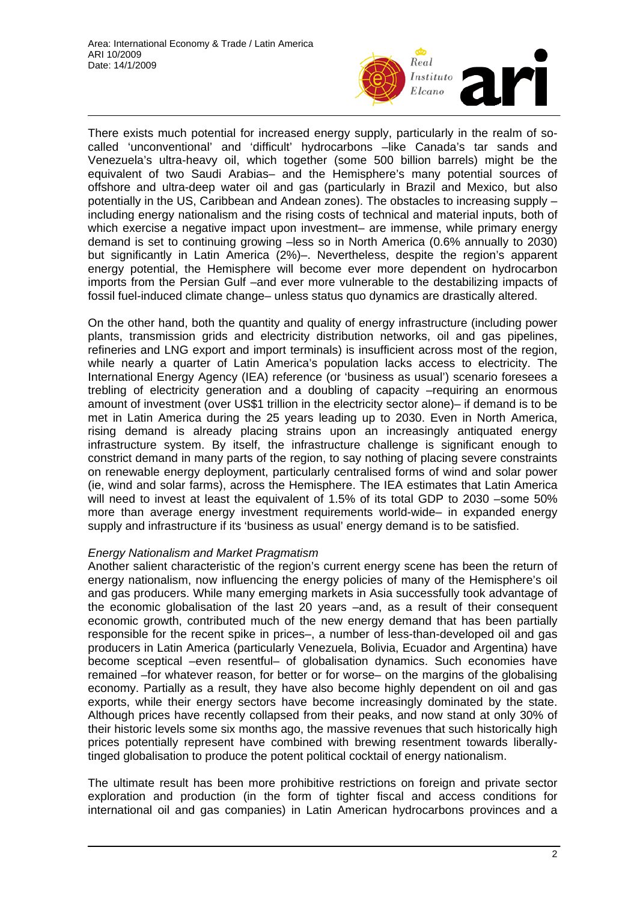There exists much potential for increased energy supply, particularly in the realm of so-called 'unconventional' and 'difficult' hydrocarbons –like Canada's tar sands and Venezuela's ultra-heavy oil, which together (some 500 billion barrels) might be the equivalent of two Saudi Arabias– and the Hemisphere's many potential sources of offshore and ultra-deep water oil and gas (particularly in Brazil and Mexico, but also potentially in the US, Caribbean and Andean zones). The obstacles to increasing supply –including energy nationalism and the rising costs of technical and material inputs, both of which exercise a negative impact upon investment– are immense, while primary energy demand is set to continuing growing –less so in North America (0.6% annually to 2030) but significantly in Latin America (2%)–. Nevertheless, despite the region's apparent energy potential, the Hemisphere will become ever more dependent on hydrocarbon imports from the Persian Gulf –and ever more vulnerable to the destabilizing impacts of fossil fuel-induced climate change– unless status quo dynamics are drastically altered.

On the other hand, both the quantity and quality of energy infrastructure (including power plants, transmission grids and electricity distribution networks, oil and gas pipelines, refineries and LNG export and import terminals) is insufficient across most of the region, while nearly a quarter of Latin America's population lacks access to electricity. The International Energy Agency (IEA) reference (or 'business as usual') scenario foresees a trebling of electricity generation and a doubling of capacity –requiring an enormous amount of investment (over US$1 trillion in the electricity sector alone)– if demand is to be met in Latin America during the 25 years leading up to 2030. Even in North America, rising demand is already placing strains upon an increasingly antiquated energy infrastructure system. By itself, the infrastructure challenge is significant enough to constrict demand in many parts of the region, to say nothing of placing severe constraints on renewable energy deployment, particularly centralised forms of wind and solar power (ie, wind and solar farms), across the Hemisphere. The IEA estimates that Latin America will need to invest at least the equivalent of 1.5% of its total GDP to 2030 –some 50% more than average energy investment requirements world-wide– in expanded energy supply and infrastructure if its 'business as usual' energy demand is to be satisfied.

*Energy Nationalism and Market Pragmatism*

Another salient characteristic of the region's current energy scene has been the return of energy nationalism, now influencing the energy policies of many of the Hemisphere's oil and gas producers. While many emerging markets in Asia successfully took advantage of the economic globalisation of the last 20 years –and, as a result of their consequent economic growth, contributed much of the new energy demand that has been partially responsible for the recent spike in prices–, a number of less-than-developed oil and gas producers in Latin America (particularly Venezuela, Bolivia, Ecuador and Argentina) have become sceptical –even resentful– of globalisation dynamics. Such economies have remained –for whatever reason, for better or for worse– on the margins of the globalising economy. Partially as a result, they have also become highly dependent on oil and gas exports, while their energy sectors have become increasingly dominated by the state. Although prices have recently collapsed from their peaks, and now stand at only 30% of their historic levels some six months ago, the massive revenues that such historically high prices potentially represent have combined with brewing resentment towards liberally-tinged globalisation to produce the potent political cocktail of energy nationalism.

The ultimate result has been more prohibitive restrictions on foreign and private sector exploration and production (in the form of tighter fiscal and access conditions for international oil and gas companies) in Latin American hydrocarbons provinces and a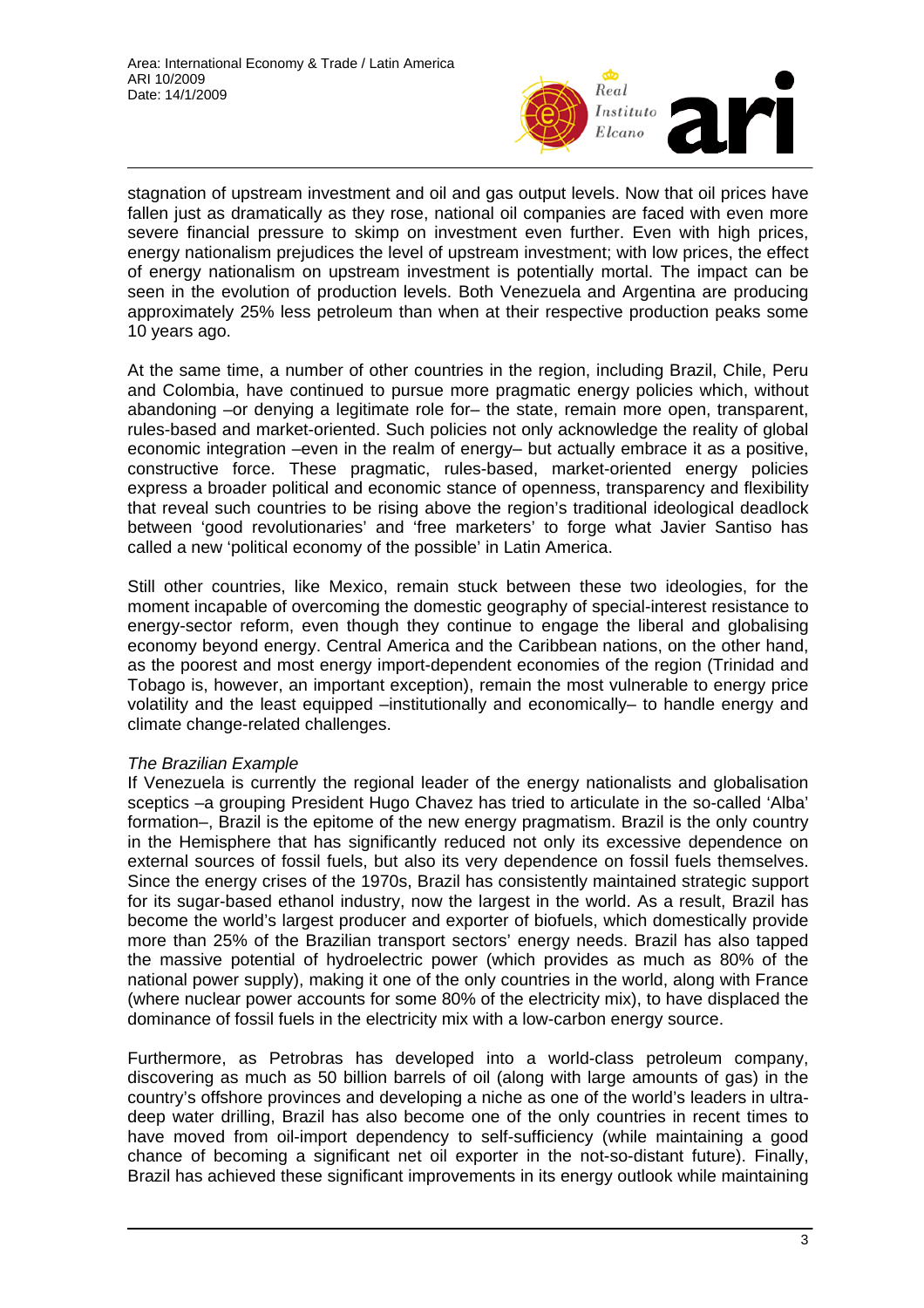stagnation of upstream investment and oil and gas output levels. Now that oil prices have fallen just as dramatically as they rose, national oil companies are faced with even more severe financial pressure to skimp on investment even further. Even with high prices, energy nationalism prejudices the level of upstream investment; with low prices, the effect of energy nationalism on upstream investment is potentially mortal. The impact can be seen in the evolution of production levels. Both Venezuela and Argentina are producing approximately 25% less petroleum than when at their respective production peaks some 10 years ago.

At the same time, a number of other countries in the region, including Brazil, Chile, Peru and Colombia, have continued to pursue more pragmatic energy policies which, without abandoning –or denying a legitimate role for– the state, remain more open, transparent, rules-based and market-oriented. Such policies not only acknowledge the reality of global economic integration –even in the realm of energy– but actually embrace it as a positive, constructive force. These pragmatic, rules-based, market-oriented energy policies express a broader political and economic stance of openness, transparency and flexibility that reveal such countries to be rising above the region's traditional ideological deadlock between 'good revolutionaries' and 'free marketers' to forge what Javier Santiso has called a new 'political economy of the possible' in Latin America.

Still other countries, like Mexico, remain stuck between these two ideologies, for the moment incapable of overcoming the domestic geography of special-interest resistance to energy-sector reform, even though they continue to engage the liberal and globalising economy beyond energy. Central America and the Caribbean nations, on the other hand, as the poorest and most energy import-dependent economies of the region (Trinidad and Tobago is, however, an important exception), remain the most vulnerable to energy price volatility and the least equipped –institutionally and economically– to handle energy and climate change-related challenges.

*The Brazilian Example*

If Venezuela is currently the regional leader of the energy nationalists and globalisation sceptics –a grouping President Hugo Chavez has tried to articulate in the so-called 'Alba' formation–, Brazil is the epitome of the new energy pragmatism. Brazil is the only country in the Hemisphere that has significantly reduced not only its excessive dependence on external sources of fossil fuels, but also its very dependence on fossil fuels themselves. Since the energy crises of the 1970s, Brazil has consistently maintained strategic support for its sugar-based ethanol industry, now the largest in the world. As a result, Brazil has become the world's largest producer and exporter of biofuels, which domestically provide more than 25% of the Brazilian transport sectors' energy needs. Brazil has also tapped the massive potential of hydroelectric power (which provides as much as 80% of the national power supply), making it one of the only countries in the world, along with France (where nuclear power accounts for some 80% of the electricity mix), to have displaced the dominance of fossil fuels in the electricity mix with a low-carbon energy source.

Furthermore, as Petrobras has developed into a world-class petroleum company, discovering as much as 50 billion barrels of oil (along with large amounts of gas) in the country's offshore provinces and developing a niche as one of the world's leaders in ultra-deep water drilling, Brazil has also become one of the only countries in recent times to have moved from oil-import dependency to self-sufficiency (while maintaining a good chance of becoming a significant net oil exporter in the not-so-distant future). Finally, Brazil has achieved these significant improvements in its energy outlook while maintaining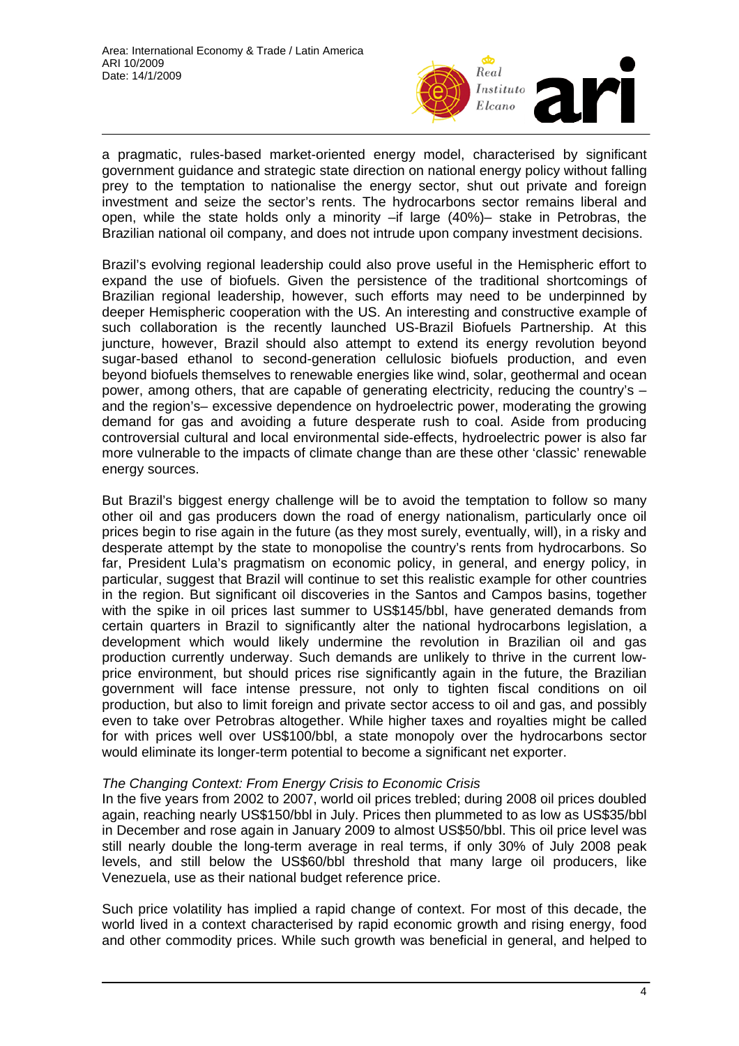a pragmatic, rules-based market-oriented energy model, characterised by significant government guidance and strategic state direction on national energy policy without falling prey to the temptation to nationalise the energy sector, shut out private and foreign investment and seize the sector's rents. The hydrocarbons sector remains liberal and open, while the state holds only a minority –if large (40%)– stake in Petrobras, the Brazilian national oil company, and does not intrude upon company investment decisions.

Brazil's evolving regional leadership could also prove useful in the Hemispheric effort to expand the use of biofuels. Given the persistence of the traditional shortcomings of Brazilian regional leadership, however, such efforts may need to be underpinned by deeper Hemispheric cooperation with the US. An interesting and constructive example of such collaboration is the recently launched US-Brazil Biofuels Partnership. At this juncture, however, Brazil should also attempt to extend its energy revolution beyond sugar-based ethanol to second-generation cellulosic biofuels production, and even beyond biofuels themselves to renewable energies like wind, solar, geothermal and ocean power, among others, that are capable of generating electricity, reducing the country's – and the region's– excessive dependence on hydroelectric power, moderating the growing demand for gas and avoiding a future desperate rush to coal. Aside from producing controversial cultural and local environmental side-effects, hydroelectric power is also far more vulnerable to the impacts of climate change than are these other 'classic' renewable energy sources.

But Brazil's biggest energy challenge will be to avoid the temptation to follow so many other oil and gas producers down the road of energy nationalism, particularly once oil prices begin to rise again in the future (as they most surely, eventually, will), in a risky and desperate attempt by the state to monopolise the country's rents from hydrocarbons. So far, President Lula's pragmatism on economic policy, in general, and energy policy, in particular, suggest that Brazil will continue to set this realistic example for other countries in the region. But significant oil discoveries in the Santos and Campos basins, together with the spike in oil prices last summer to US$145/bbl, have generated demands from certain quarters in Brazil to significantly alter the national hydrocarbons legislation, a development which would likely undermine the revolution in Brazilian oil and gas production currently underway. Such demands are unlikely to thrive in the current low-price environment, but should prices rise significantly again in the future, the Brazilian government will face intense pressure, not only to tighten fiscal conditions on oil production, but also to limit foreign and private sector access to oil and gas, and possibly even to take over Petrobras altogether. While higher taxes and royalties might be called for with prices well over US$100/bbl, a state monopoly over the hydrocarbons sector would eliminate its longer-term potential to become a significant net exporter.

*The Changing Context: From Energy Crisis to Economic Crisis*

In the five years from 2002 to 2007, world oil prices trebled; during 2008 oil prices doubled again, reaching nearly US$150/bbl in July. Prices then plummeted to as low as US$35/bbl in December and rose again in January 2009 to almost US$50/bbl. This oil price level was still nearly double the long-term average in real terms, if only 30% of July 2008 peak levels, and still below the US$60/bbl threshold that many large oil producers, like Venezuela, use as their national budget reference price.

Such price volatility has implied a rapid change of context. For most of this decade, the world lived in a context characterised by rapid economic growth and rising energy, food and other commodity prices. While such growth was beneficial in general, and helped to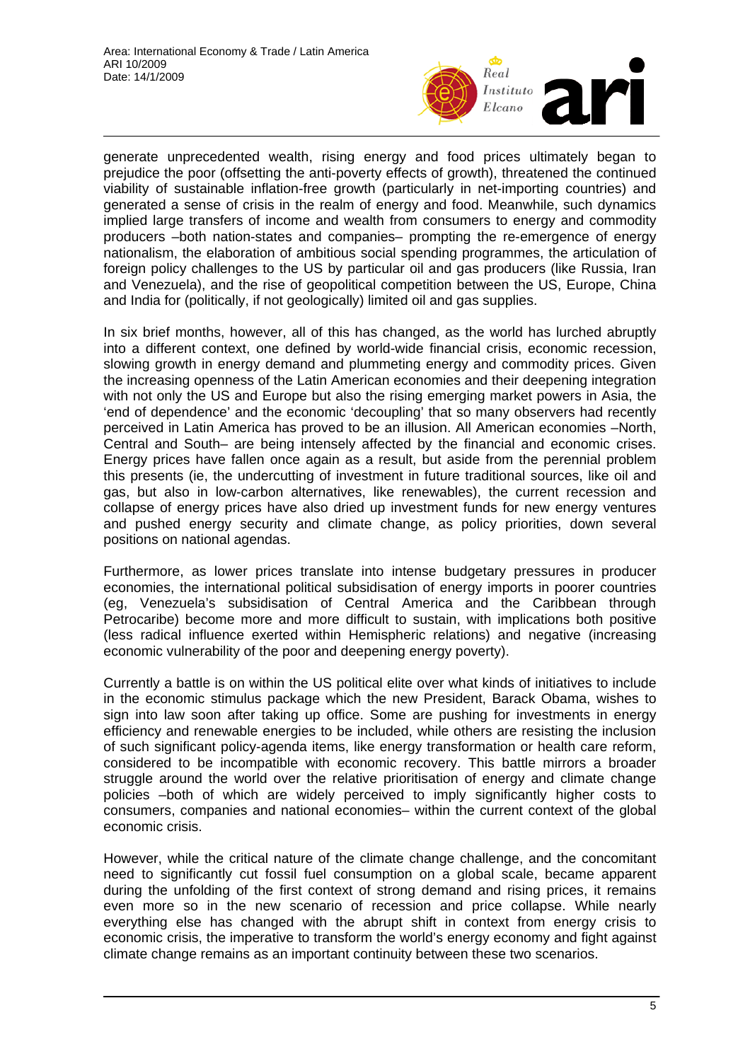generate unprecedented wealth, rising energy and food prices ultimately began to prejudice the poor (offsetting the anti-poverty effects of growth), threatened the continued viability of sustainable inflation-free growth (particularly in net-importing countries) and generated a sense of crisis in the realm of energy and food. Meanwhile, such dynamics implied large transfers of income and wealth from consumers to energy and commodity producers –both nation-states and companies– prompting the re-emergence of energy nationalism, the elaboration of ambitious social spending programmes, the articulation of foreign policy challenges to the US by particular oil and gas producers (like Russia, Iran and Venezuela), and the rise of geopolitical competition between the US, Europe, China and India for (politically, if not geologically) limited oil and gas supplies.

In six brief months, however, all of this has changed, as the world has lurched abruptly into a different context, one defined by world-wide financial crisis, economic recession, slowing growth in energy demand and plummeting energy and commodity prices. Given the increasing openness of the Latin American economies and their deepening integration with not only the US and Europe but also the rising emerging market powers in Asia, the 'end of dependence' and the economic 'decoupling' that so many observers had recently perceived in Latin America has proved to be an illusion. All American economies –North, Central and South– are being intensely affected by the financial and economic crises. Energy prices have fallen once again as a result, but aside from the perennial problem this presents (ie, the undercutting of investment in future traditional sources, like oil and gas, but also in low-carbon alternatives, like renewables), the current recession and collapse of energy prices have also dried up investment funds for new energy ventures and pushed energy security and climate change, as policy priorities, down several positions on national agendas.

Furthermore, as lower prices translate into intense budgetary pressures in producer economies, the international political subsidisation of energy imports in poorer countries (eg, Venezuela's subsidisation of Central America and the Caribbean through Petrocaribe) become more and more difficult to sustain, with implications both positive (less radical influence exerted within Hemispheric relations) and negative (increasing economic vulnerability of the poor and deepening energy poverty).

Currently a battle is on within the US political elite over what kinds of initiatives to include in the economic stimulus package which the new President, Barack Obama, wishes to sign into law soon after taking up office. Some are pushing for investments in energy efficiency and renewable energies to be included, while others are resisting the inclusion of such significant policy-agenda items, like energy transformation or health care reform, considered to be incompatible with economic recovery. This battle mirrors a broader struggle around the world over the relative prioritisation of energy and climate change policies –both of which are widely perceived to imply significantly higher costs to consumers, companies and national economies– within the current context of the global economic crisis.

However, while the critical nature of the climate change challenge, and the concomitant need to significantly cut fossil fuel consumption on a global scale, became apparent during the unfolding of the first context of strong demand and rising prices, it remains even more so in the new scenario of recession and price collapse. While nearly everything else has changed with the abrupt shift in context from energy crisis to economic crisis, the imperative to transform the world's energy economy and fight against climate change remains as an important continuity between these two scenarios.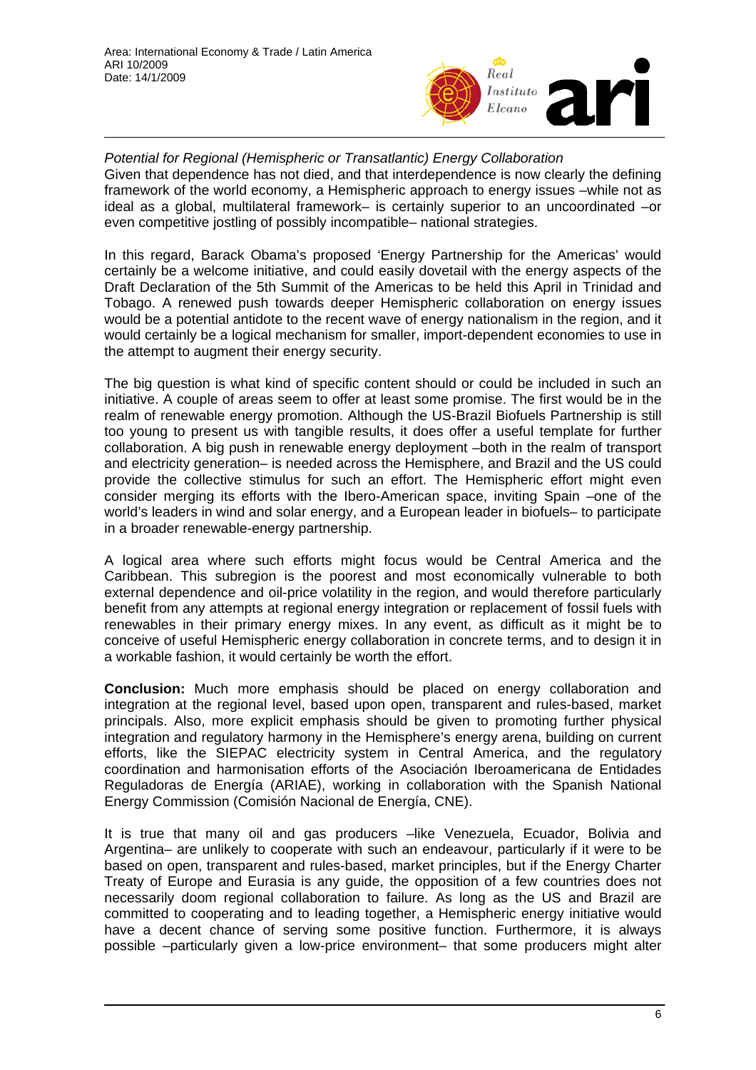*Potential for Regional (Hemispheric or Transatlantic) Energy Collaboration*

Given that dependence has not died, and that interdependence is now clearly the defining framework of the world economy, a Hemispheric approach to energy issues –while not as ideal as a global, multilateral framework– is certainly superior to an uncoordinated –or even competitive jostling of possibly incompatible– national strategies.

In this regard, Barack Obama's proposed 'Energy Partnership for the Americas' would certainly be a welcome initiative, and could easily dovetail with the energy aspects of the Draft Declaration of the 5th Summit of the Americas to be held this April in Trinidad and Tobago. A renewed push towards deeper Hemispheric collaboration on energy issues would be a potential antidote to the recent wave of energy nationalism in the region, and it would certainly be a logical mechanism for smaller, import-dependent economies to use in the attempt to augment their energy security.

The big question is what kind of specific content should or could be included in such an initiative. A couple of areas seem to offer at least some promise. The first would be in the realm of renewable energy promotion. Although the US-Brazil Biofuels Partnership is still too young to present us with tangible results, it does offer a useful template for further collaboration. A big push in renewable energy deployment –both in the realm of transport and electricity generation– is needed across the Hemisphere, and Brazil and the US could provide the collective stimulus for such an effort. The Hemispheric effort might even consider merging its efforts with the Ibero-American space, inviting Spain –one of the world's leaders in wind and solar energy, and a European leader in biofuels– to participate in a broader renewable-energy partnership.

A logical area where such efforts might focus would be Central America and the Caribbean. This subregion is the poorest and most economically vulnerable to both external dependence and oil-price volatility in the region, and would therefore particularly benefit from any attempts at regional energy integration or replacement of fossil fuels with renewables in their primary energy mixes. In any event, as difficult as it might be to conceive of useful Hemispheric energy collaboration in concrete terms, and to design it in a workable fashion, it would certainly be worth the effort.

**Conclusion:** Much more emphasis should be placed on energy collaboration and integration at the regional level, based upon open, transparent and rules-based, market principals. Also, more explicit emphasis should be given to promoting further physical integration and regulatory harmony in the Hemisphere's energy arena, building on current efforts, like the SIEPAC electricity system in Central America, and the regulatory coordination and harmonisation efforts of the Asociación Iberoamericana de Entidades Reguladoras de Energía (ARIAE), working in collaboration with the Spanish National Energy Commission (Comisión Nacional de Energía, CNE).

It is true that many oil and gas producers –like Venezuela, Ecuador, Bolivia and Argentina– are unlikely to cooperate with such an endeavour, particularly if it were to be based on open, transparent and rules-based, market principles, but if the Energy Charter Treaty of Europe and Eurasia is any guide, the opposition of a few countries does not necessarily doom regional collaboration to failure. As long as the US and Brazil are committed to cooperating and to leading together, a Hemispheric energy initiative would have a decent chance of serving some positive function. Furthermore, it is always possible –particularly given a low-price environment– that some producers might alter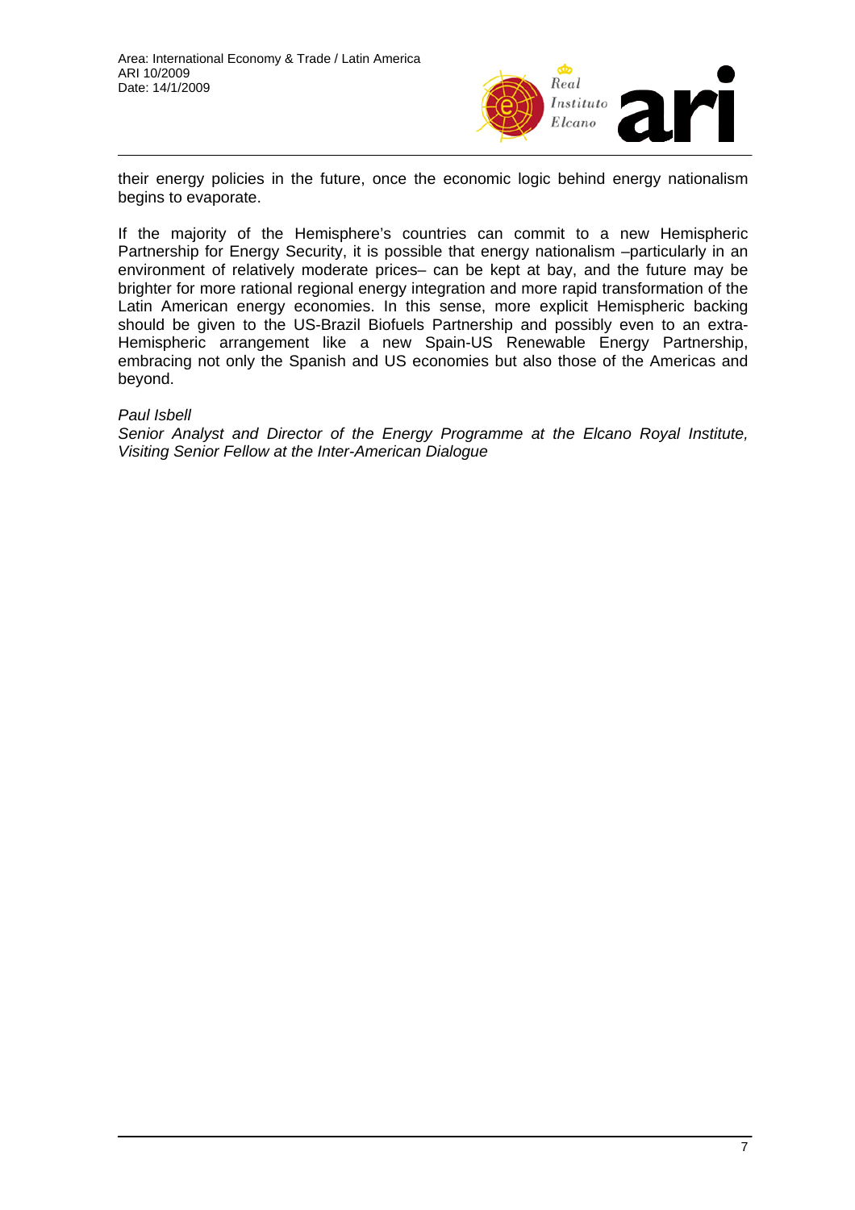their energy policies in the future, once the economic logic behind energy nationalism begins to evaporate.

If the majority of the Hemisphere's countries can commit to a new Hemispheric Partnership for Energy Security, it is possible that energy nationalism –particularly in an environment of relatively moderate prices– can be kept at bay, and the future may be brighter for more rational regional energy integration and more rapid transformation of the Latin American energy economies. In this sense, more explicit Hemispheric backing should be given to the US-Brazil Biofuels Partnership and possibly even to an extra-Hemispheric arrangement like a new Spain-US Renewable Energy Partnership, embracing not only the Spanish and US economies but also those of the Americas and beyond.

*Paul Isbell*  
*Senior Analyst and Director of the Energy Programme at the Elcano Royal Institute, Visiting Senior Fellow at the Inter-American Dialogue*